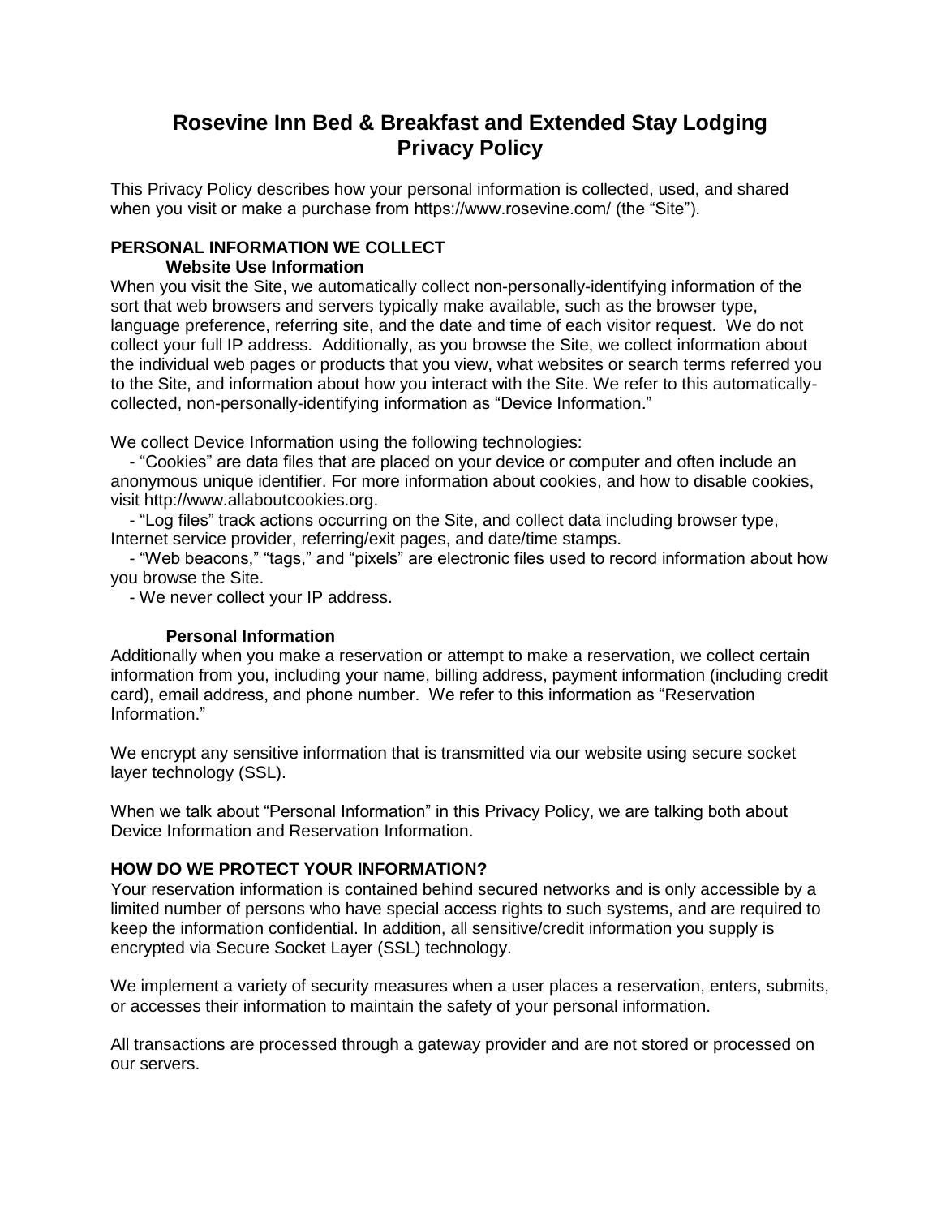# Rosevine Inn Bed & Breakfast and Extended Stay Lodging Privacy Policy

This Privacy Policy describes how your personal information is collected, used, and shared when you visit or make a purchase from https://www.rosevine.com/ (the "Site").

## PERSONAL INFORMATION WE COLLECT

### Website Use Information

When you visit the Site, we automatically collect non-personally-identifying information of the sort that web browsers and servers typically make available, such as the browser type, language preference, referring site, and the date and time of each visitor request. We do not collect your full IP address. Additionally, as you browse the Site, we collect information about the individual web pages or products that you view, what websites or search terms referred you to the Site, and information about how you interact with the Site. We refer to this automatically-collected, non-personally-identifying information as "Device Information."

We collect Device Information using the following technologies:

- "Cookies" are data files that are placed on your device or computer and often include an anonymous unique identifier. For more information about cookies, and how to disable cookies, visit http://www.allaboutcookies.org.
- "Log files" track actions occurring on the Site, and collect data including browser type, Internet service provider, referring/exit pages, and date/time stamps.
- "Web beacons," "tags," and "pixels" are electronic files used to record information about how you browse the Site.
- We never collect your IP address.

### Personal Information

Additionally when you make a reservation or attempt to make a reservation, we collect certain information from you, including your name, billing address, payment information (including credit card), email address, and phone number. We refer to this information as "Reservation Information."

We encrypt any sensitive information that is transmitted via our website using secure socket layer technology (SSL).

When we talk about "Personal Information" in this Privacy Policy, we are talking both about Device Information and Reservation Information.

## HOW DO WE PROTECT YOUR INFORMATION?

Your reservation information is contained behind secured networks and is only accessible by a limited number of persons who have special access rights to such systems, and are required to keep the information confidential. In addition, all sensitive/credit information you supply is encrypted via Secure Socket Layer (SSL) technology.

We implement a variety of security measures when a user places a reservation, enters, submits, or accesses their information to maintain the safety of your personal information.

All transactions are processed through a gateway provider and are not stored or processed on our servers.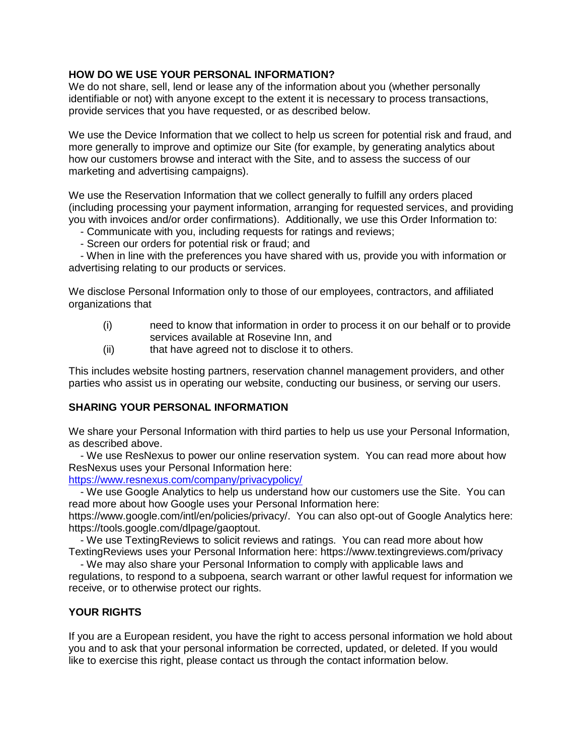**HOW DO WE USE YOUR PERSONAL INFORMATION?**

We do not share, sell, lend or lease any of the information about you (whether personally identifiable or not) with anyone except to the extent it is necessary to process transactions, provide services that you have requested, or as described below.

We use the Device Information that we collect to help us screen for potential risk and fraud, and more generally to improve and optimize our Site (for example, by generating analytics about how our customers browse and interact with the Site, and to assess the success of our marketing and advertising campaigns).

We use the Reservation Information that we collect generally to fulfill any orders placed (including processing your payment information, arranging for requested services, and providing you with invoices and/or order confirmations). Additionally, we use this Order Information to:

- Communicate with you, including requests for ratings and reviews;
- Screen our orders for potential risk or fraud; and
- When in line with the preferences you have shared with us, provide you with information or advertising relating to our products or services.

We disclose Personal Information only to those of our employees, contractors, and affiliated organizations that

(i) need to know that information in order to process it on our behalf or to provide services available at Rosevine Inn, and
(ii) that have agreed not to disclose it to others.

This includes website hosting partners, reservation channel management providers, and other parties who assist us in operating our website, conducting our business, or serving our users.

**SHARING YOUR PERSONAL INFORMATION**

We share your Personal Information with third parties to help us use your Personal Information, as described above.

- We use ResNexus to power our online reservation system. You can read more about how ResNexus uses your Personal Information here: https://www.resnexus.com/company/privacypolicy/
- We use Google Analytics to help us understand how our customers use the Site. You can read more about how Google uses your Personal Information here: https://www.google.com/intl/en/policies/privacy/. You can also opt-out of Google Analytics here: https://tools.google.com/dlpage/gaoptout.
- We use TextingReviews to solicit reviews and ratings. You can read more about how TextingReviews uses your Personal Information here: https://www.textingreviews.com/privacy
- We may also share your Personal Information to comply with applicable laws and regulations, to respond to a subpoena, search warrant or other lawful request for information we receive, or to otherwise protect our rights.

**YOUR RIGHTS**

If you are a European resident, you have the right to access personal information we hold about you and to ask that your personal information be corrected, updated, or deleted. If you would like to exercise this right, please contact us through the contact information below.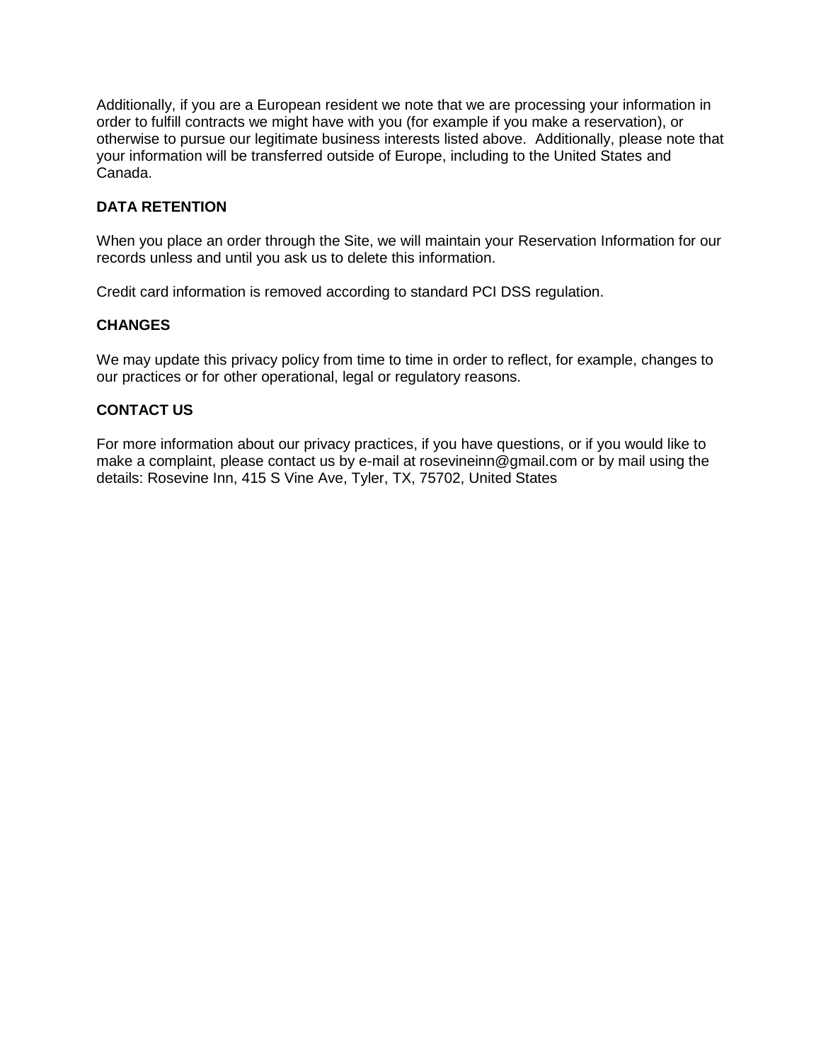Additionally, if you are a European resident we note that we are processing your information in order to fulfill contracts we might have with you (for example if you make a reservation), or otherwise to pursue our legitimate business interests listed above. Additionally, please note that your information will be transferred outside of Europe, including to the United States and Canada.

## DATA RETENTION

When you place an order through the Site, we will maintain your Reservation Information for our records unless and until you ask us to delete this information.

Credit card information is removed according to standard PCI DSS regulation.

## CHANGES

We may update this privacy policy from time to time in order to reflect, for example, changes to our practices or for other operational, legal or regulatory reasons.

## CONTACT US

For more information about our privacy practices, if you have questions, or if you would like to make a complaint, please contact us by e-mail at rosevineinn@gmail.com or by mail using the details: Rosevine Inn, 415 S Vine Ave, Tyler, TX, 75702, United States